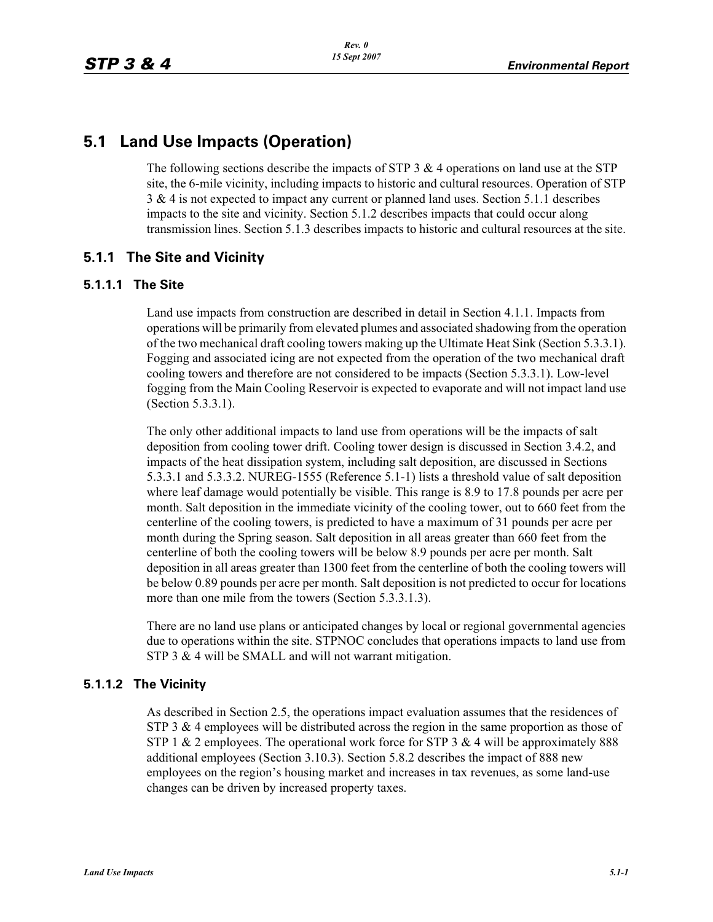# 5.1 Land Use Impacts (Operation)

The following sections describe the impacts of STP 3 & 4 operations on land use at the STP site, the 6-mile vicinity, including impacts to historic and cultural resources. Operation of STP 3 & 4 is not expected to impact any current or planned land uses. Section 5.1.1 describes impacts to the site and vicinity. Section 5.1.2 describes impacts that could occur along transmission lines. Section 5.1.3 describes impacts to historic and cultural resources at the site.

## 5.1.1 The Site and Vicinity

### 5.1.1.1 The Site

Land use impacts from construction are described in detail in Section 4.1.1. Impacts from operations will be primarily from elevated plumes and associated shadowing from the operation of the two mechanical draft cooling towers making up the Ultimate Heat Sink (Section 5.3.3.1). Fogging and associated icing are not expected from the operation of the two mechanical draft cooling towers and therefore are not considered to be impacts (Section 5.3.3.1). Low-level fogging from the Main Cooling Reservoir is expected to evaporate and will not impact land use (Section 5.3.3.1).

The only other additional impacts to land use from operations will be the impacts of salt deposition from cooling tower drift. Cooling tower design is discussed in Section 3.4.2, and impacts of the heat dissipation system, including salt deposition, are discussed in Sections 5.3.3.1 and 5.3.3.2. NUREG-1555 (Reference 5.1-1) lists a threshold value of salt deposition where leaf damage would potentially be visible. This range is 8.9 to 17.8 pounds per acre per month. Salt deposition in the immediate vicinity of the cooling tower, out to 660 feet from the centerline of the cooling towers, is predicted to have a maximum of 31 pounds per acre per month during the Spring season. Salt deposition in all areas greater than 660 feet from the centerline of both the cooling towers will be below 8.9 pounds per acre per month. Salt deposition in all areas greater than 1300 feet from the centerline of both the cooling towers will be below 0.89 pounds per acre per month. Salt deposition is not predicted to occur for locations more than one mile from the towers (Section 5.3.3.1.3).

There are no land use plans or anticipated changes by local or regional governmental agencies due to operations within the site. STPNOC concludes that operations impacts to land use from STP 3 & 4 will be SMALL and will not warrant mitigation.

### 5.1.1.2 The Vicinity

As described in Section 2.5, the operations impact evaluation assumes that the residences of STP 3 & 4 employees will be distributed across the region in the same proportion as those of STP 1 & 2 employees. The operational work force for STP 3 & 4 will be approximately 888 additional employees (Section 3.10.3). Section 5.8.2 describes the impact of 888 new employees on the region's housing market and increases in tax revenues, as some land-use changes can be driven by increased property taxes.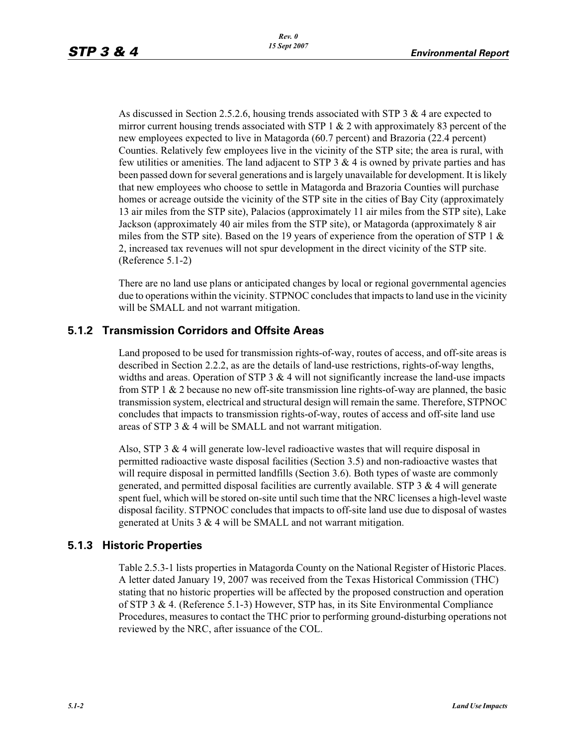As discussed in Section 2.5.2.6, housing trends associated with STP 3 & 4 are expected to mirror current housing trends associated with STP 1 & 2 with approximately 83 percent of the new employees expected to live in Matagorda (60.7 percent) and Brazoria (22.4 percent) Counties. Relatively few employees live in the vicinity of the STP site; the area is rural, with few utilities or amenities. The land adjacent to STP 3 & 4 is owned by private parties and has been passed down for several generations and is largely unavailable for development. It is likely that new employees who choose to settle in Matagorda and Brazoria Counties will purchase homes or acreage outside the vicinity of the STP site in the cities of Bay City (approximately 13 air miles from the STP site), Palacios (approximately 11 air miles from the STP site), Lake Jackson (approximately 40 air miles from the STP site), or Matagorda (approximately 8 air miles from the STP site). Based on the 19 years of experience from the operation of STP 1 & 2, increased tax revenues will not spur development in the direct vicinity of the STP site. (Reference 5.1-2)

There are no land use plans or anticipated changes by local or regional governmental agencies due to operations within the vicinity. STPNOC concludes that impacts to land use in the vicinity will be SMALL and not warrant mitigation.

## 5.1.2 Transmission Corridors and Offsite Areas

Land proposed to be used for transmission rights-of-way, routes of access, and off-site areas is described in Section 2.2.2, as are the details of land-use restrictions, rights-of-way lengths, widths and areas. Operation of STP 3 & 4 will not significantly increase the land-use impacts from STP 1 & 2 because no new off-site transmission line rights-of-way are planned, the basic transmission system, electrical and structural design will remain the same. Therefore, STPNOC concludes that impacts to transmission rights-of-way, routes of access and off-site land use areas of STP 3 & 4 will be SMALL and not warrant mitigation.

Also, STP 3 & 4 will generate low-level radioactive wastes that will require disposal in permitted radioactive waste disposal facilities (Section 3.5) and non-radioactive wastes that will require disposal in permitted landfills (Section 3.6). Both types of waste are commonly generated, and permitted disposal facilities are currently available. STP 3 & 4 will generate spent fuel, which will be stored on-site until such time that the NRC licenses a high-level waste disposal facility. STPNOC concludes that impacts to off-site land use due to disposal of wastes generated at Units 3 & 4 will be SMALL and not warrant mitigation.

## 5.1.3 Historic Properties

Table 2.5.3-1 lists properties in Matagorda County on the National Register of Historic Places. A letter dated January 19, 2007 was received from the Texas Historical Commission (THC) stating that no historic properties will be affected by the proposed construction and operation of STP 3 & 4. (Reference 5.1-3) However, STP has, in its Site Environmental Compliance Procedures, measures to contact the THC prior to performing ground-disturbing operations not reviewed by the NRC, after issuance of the COL.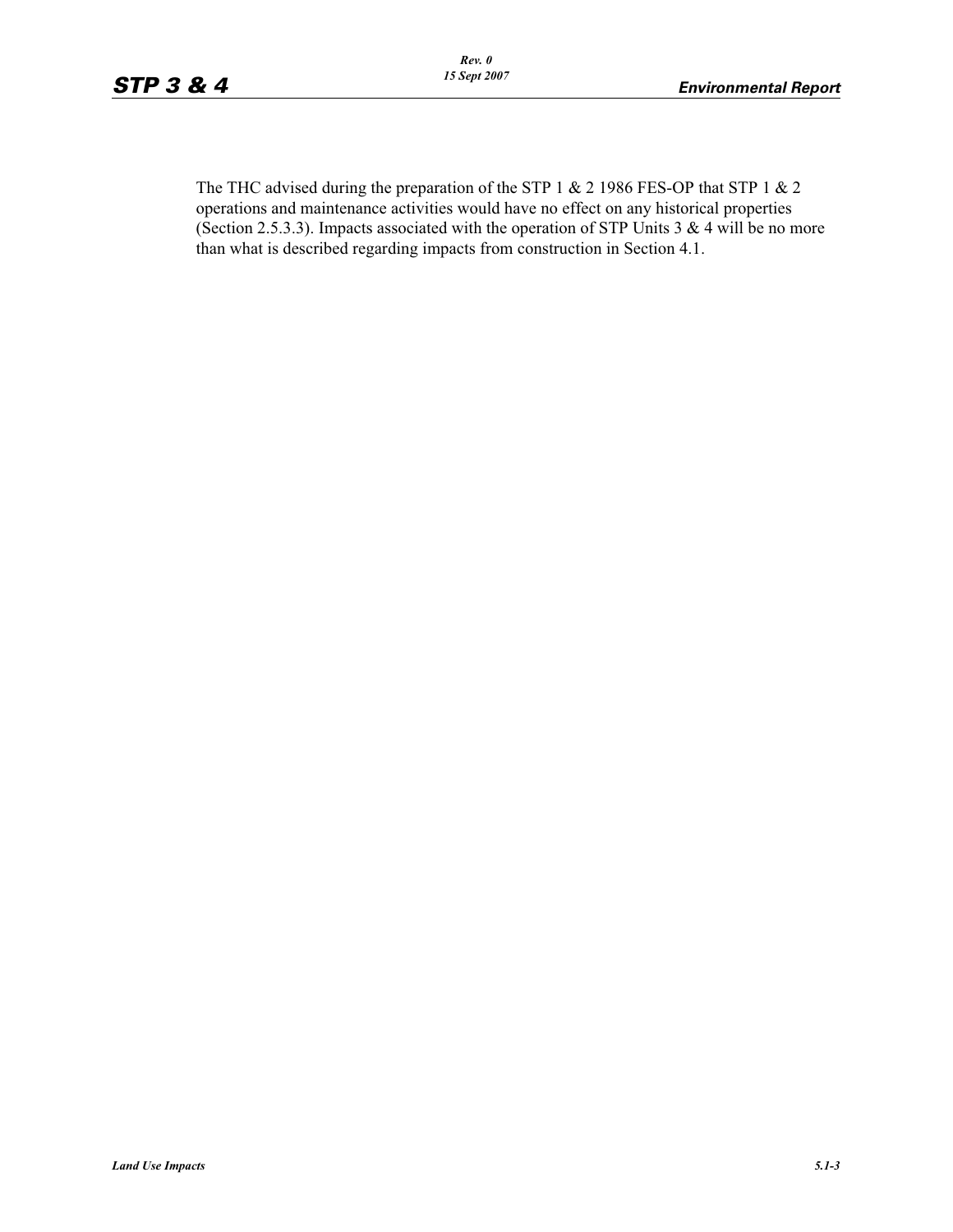The THC advised during the preparation of the STP 1 & 2 1986 FES-OP that STP 1 & 2 operations and maintenance activities would have no effect on any historical properties (Section 2.5.3.3). Impacts associated with the operation of STP Units 3 & 4 will be no more than what is described regarding impacts from construction in Section 4.1.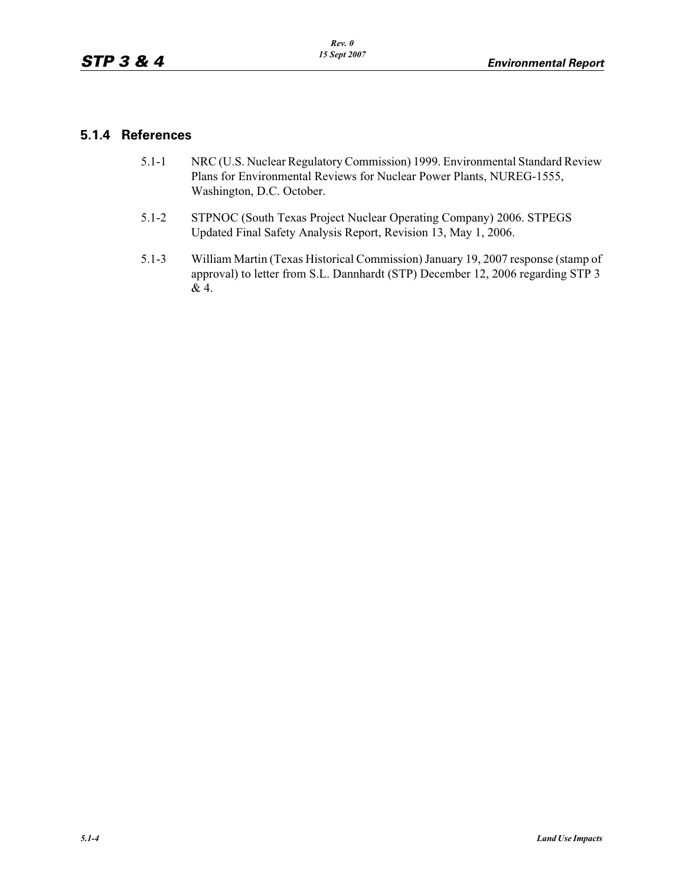### 5.1.4 References

5.1-1 NRC (U.S. Nuclear Regulatory Commission) 1999. Environmental Standard Review Plans for Environmental Reviews for Nuclear Power Plants, NUREG-1555, Washington, D.C. October.

5.1-2 STPNOC (South Texas Project Nuclear Operating Company) 2006. STPEGS Updated Final Safety Analysis Report, Revision 13, May 1, 2006.

5.1-3 William Martin (Texas Historical Commission) January 19, 2007 response (stamp of approval) to letter from S.L. Dannhardt (STP) December 12, 2006 regarding STP 3 & 4.